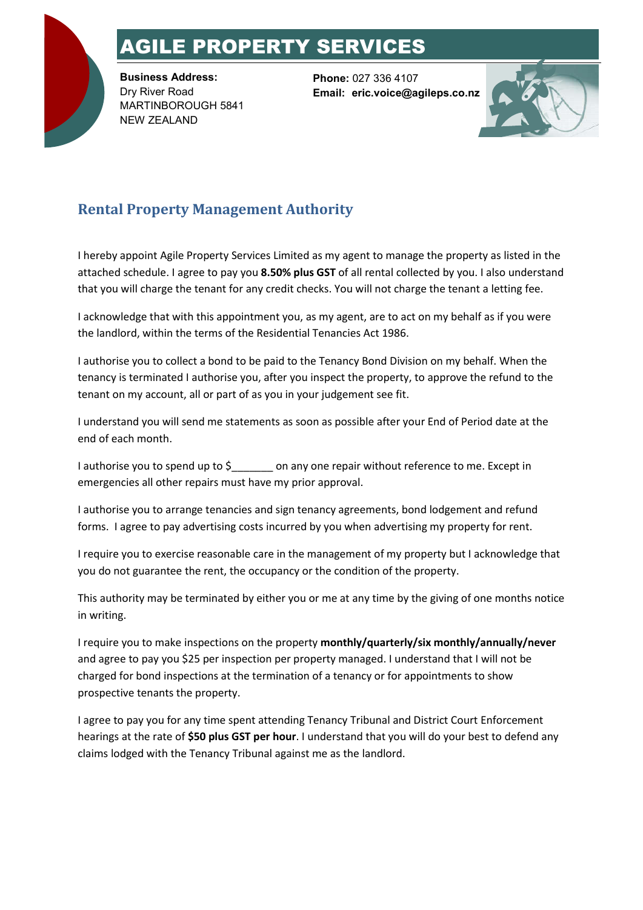# AGILE PROPERTY SERVICES

**Business Address:**
Dry River Road
MARTINBOROUGH 5841
NEW ZEALAND

**Phone:** 027 336 4107
**Email: eric.voice@agileps.co.nz**

## Rental Property Management Authority

I hereby appoint Agile Property Services Limited as my agent to manage the property as listed in the attached schedule. I agree to pay you **8.50% plus GST** of all rental collected by you. I also understand that you will charge the tenant for any credit checks. You will not charge the tenant a letting fee.

I acknowledge that with this appointment you, as my agent, are to act on my behalf as if you were the landlord, within the terms of the Residential Tenancies Act 1986.

I authorise you to collect a bond to be paid to the Tenancy Bond Division on my behalf. When the tenancy is terminated I authorise you, after you inspect the property, to approve the refund to the tenant on my account, all or part of as you in your judgement see fit.

I understand you will send me statements as soon as possible after your End of Period date at the end of each month.

I authorise you to spend up to $_______ on any one repair without reference to me. Except in emergencies all other repairs must have my prior approval.

I authorise you to arrange tenancies and sign tenancy agreements, bond lodgement and refund forms. I agree to pay advertising costs incurred by you when advertising my property for rent.

I require you to exercise reasonable care in the management of my property but I acknowledge that you do not guarantee the rent, the occupancy or the condition of the property.

This authority may be terminated by either you or me at any time by the giving of one months notice in writing.

I require you to make inspections on the property **monthly/quarterly/six monthly/annually/never** and agree to pay you $25 per inspection per property managed. I understand that I will not be charged for bond inspections at the termination of a tenancy or for appointments to show prospective tenants the property.

I agree to pay you for any time spent attending Tenancy Tribunal and District Court Enforcement hearings at the rate of **$50 plus GST per hour**. I understand that you will do your best to defend any claims lodged with the Tenancy Tribunal against me as the landlord.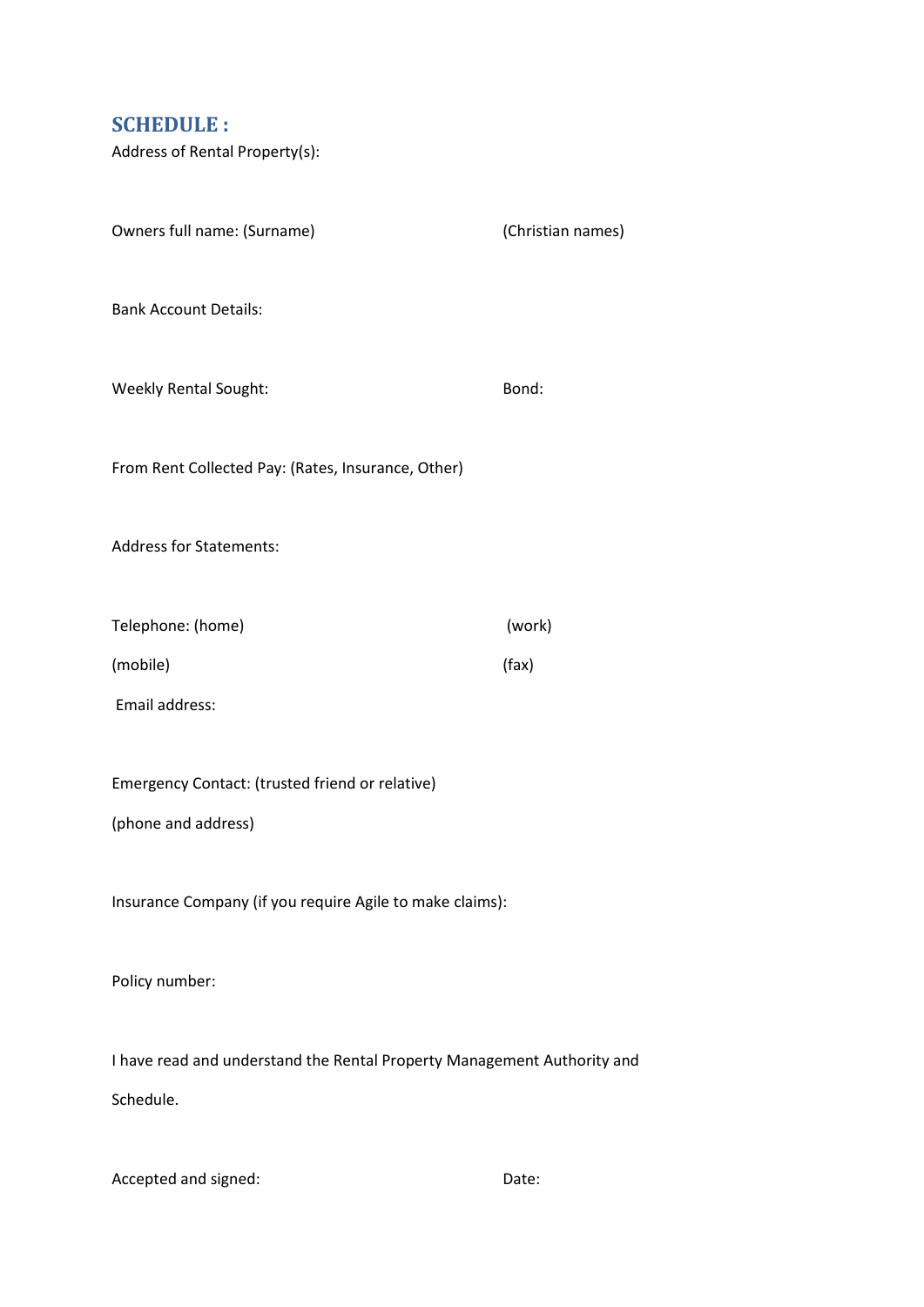## SCHEDULE :

Address of Rental Property(s):

Owners full name: (Surname) (Christian names)

Bank Account Details:

Weekly Rental Sought: Bond:

From Rent Collected Pay: (Rates, Insurance, Other)

Address for Statements:

Telephone: (home) (work)

(mobile) (fax)

Email address:

Emergency Contact: (trusted friend or relative)

(phone and address)

Insurance Company (if you require Agile to make claims):

Policy number:

I have read and understand the Rental Property Management Authority and Schedule.

Accepted and signed: Date: